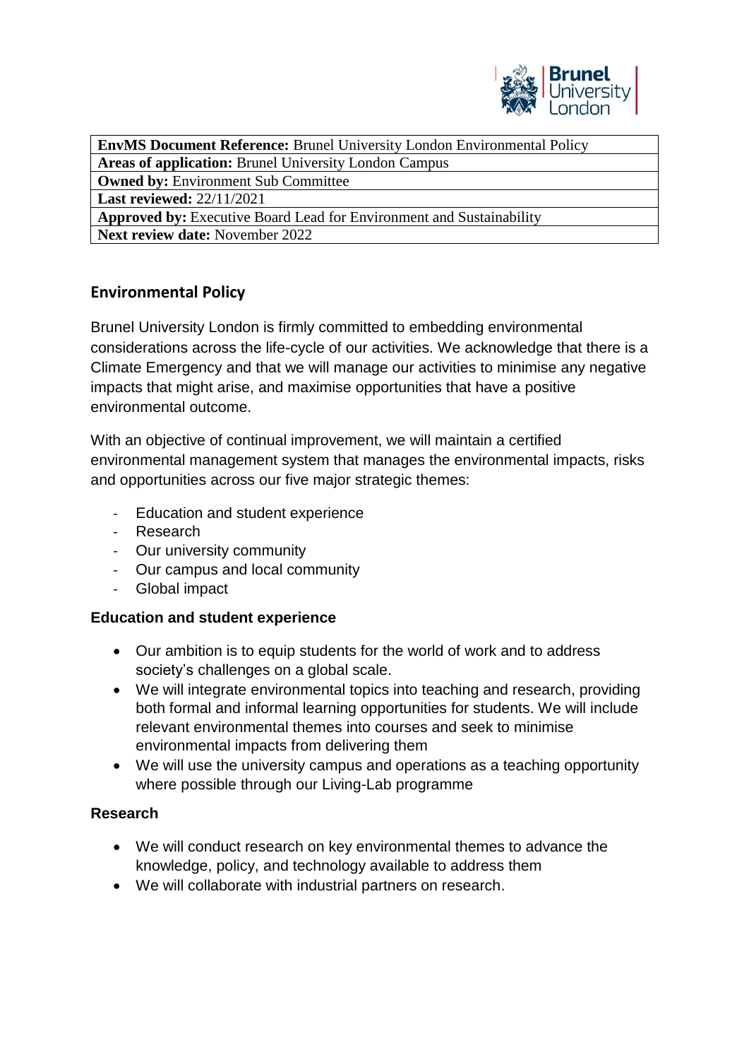| **EnvMS Document Reference:** Brunel University London Environmental Policy |
|---|
| **Areas of application:** Brunel University London Campus |
| **Owned by:** Environment Sub Committee |
| **Last reviewed:** 22/11/2021 |
| **Approved by:** Executive Board Lead for Environment and Sustainability |
| **Next review date:** November 2022 |

## Environmental Policy

Brunel University London is firmly committed to embedding environmental considerations across the life-cycle of our activities. We acknowledge that there is a Climate Emergency and that we will manage our activities to minimise any negative impacts that might arise, and maximise opportunities that have a positive environmental outcome.

With an objective of continual improvement, we will maintain a certified environmental management system that manages the environmental impacts, risks and opportunities across our five major strategic themes:

- Education and student experience
- Research
- Our university community
- Our campus and local community
- Global impact

### Education and student experience

- Our ambition is to equip students for the world of work and to address society's challenges on a global scale.
- We will integrate environmental topics into teaching and research, providing both formal and informal learning opportunities for students. We will include relevant environmental themes into courses and seek to minimise environmental impacts from delivering them
- We will use the university campus and operations as a teaching opportunity where possible through our Living-Lab programme

### Research

- We will conduct research on key environmental themes to advance the knowledge, policy, and technology available to address them
- We will collaborate with industrial partners on research.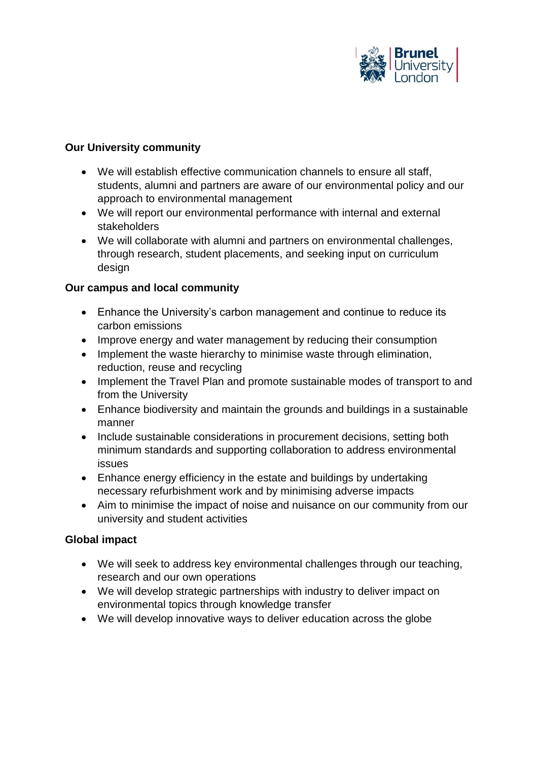**Our University community**

- We will establish effective communication channels to ensure all staff, students, alumni and partners are aware of our environmental policy and our approach to environmental management
- We will report our environmental performance with internal and external stakeholders
- We will collaborate with alumni and partners on environmental challenges, through research, student placements, and seeking input on curriculum design

**Our campus and local community**

- Enhance the University's carbon management and continue to reduce its carbon emissions
- Improve energy and water management by reducing their consumption
- Implement the waste hierarchy to minimise waste through elimination, reduction, reuse and recycling
- Implement the Travel Plan and promote sustainable modes of transport to and from the University
- Enhance biodiversity and maintain the grounds and buildings in a sustainable manner
- Include sustainable considerations in procurement decisions, setting both minimum standards and supporting collaboration to address environmental issues
- Enhance energy efficiency in the estate and buildings by undertaking necessary refurbishment work and by minimising adverse impacts
- Aim to minimise the impact of noise and nuisance on our community from our university and student activities

**Global impact**

- We will seek to address key environmental challenges through our teaching, research and our own operations
- We will develop strategic partnerships with industry to deliver impact on environmental topics through knowledge transfer
- We will develop innovative ways to deliver education across the globe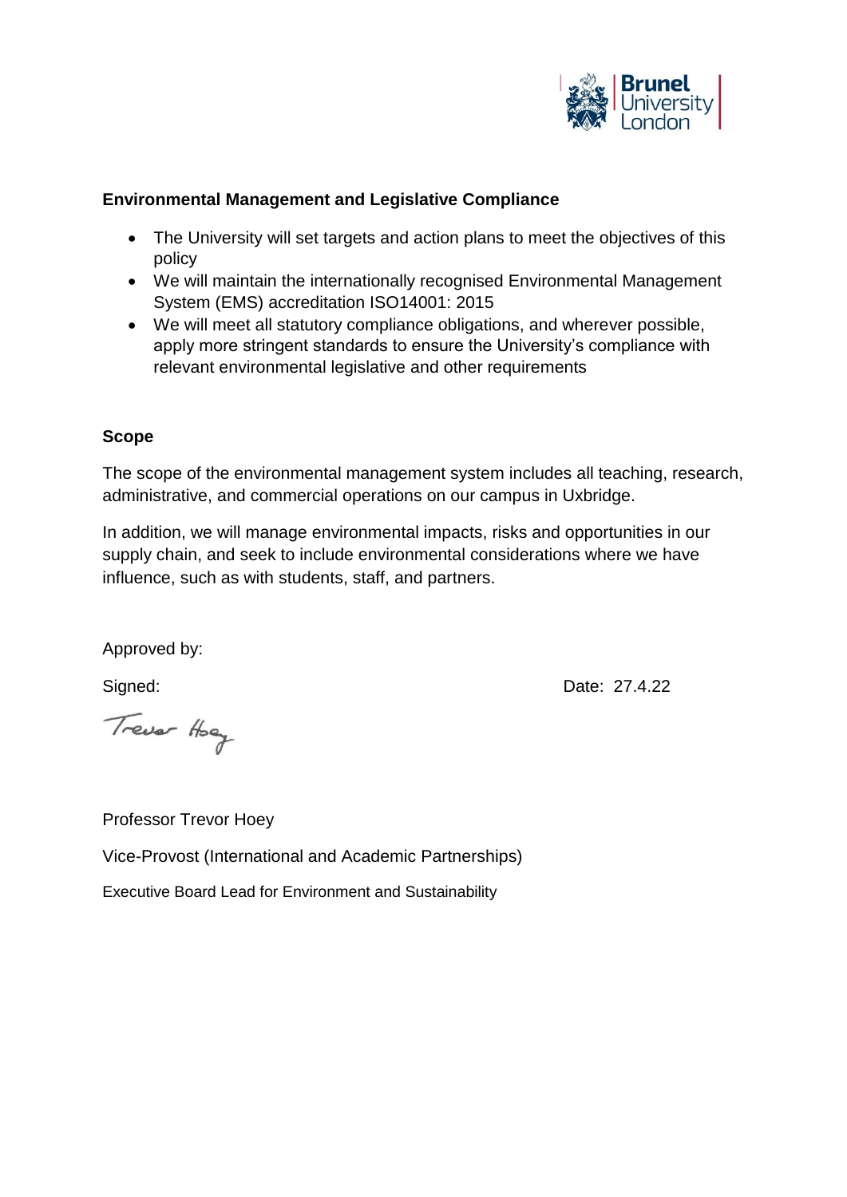**Environmental Management and Legislative Compliance**

- The University will set targets and action plans to meet the objectives of this policy
- We will maintain the internationally recognised Environmental Management System (EMS) accreditation ISO14001: 2015
- We will meet all statutory compliance obligations, and wherever possible, apply more stringent standards to ensure the University's compliance with relevant environmental legislative and other requirements

**Scope**

The scope of the environmental management system includes all teaching, research, administrative, and commercial operations on our campus in Uxbridge.

In addition, we will manage environmental impacts, risks and opportunities in our supply chain, and seek to include environmental considerations where we have influence, such as with students, staff, and partners.

Approved by:

Signed: Date: 27.4.22

Trevor Hoey

Professor Trevor Hoey

Vice-Provost (International and Academic Partnerships)

Executive Board Lead for Environment and Sustainability